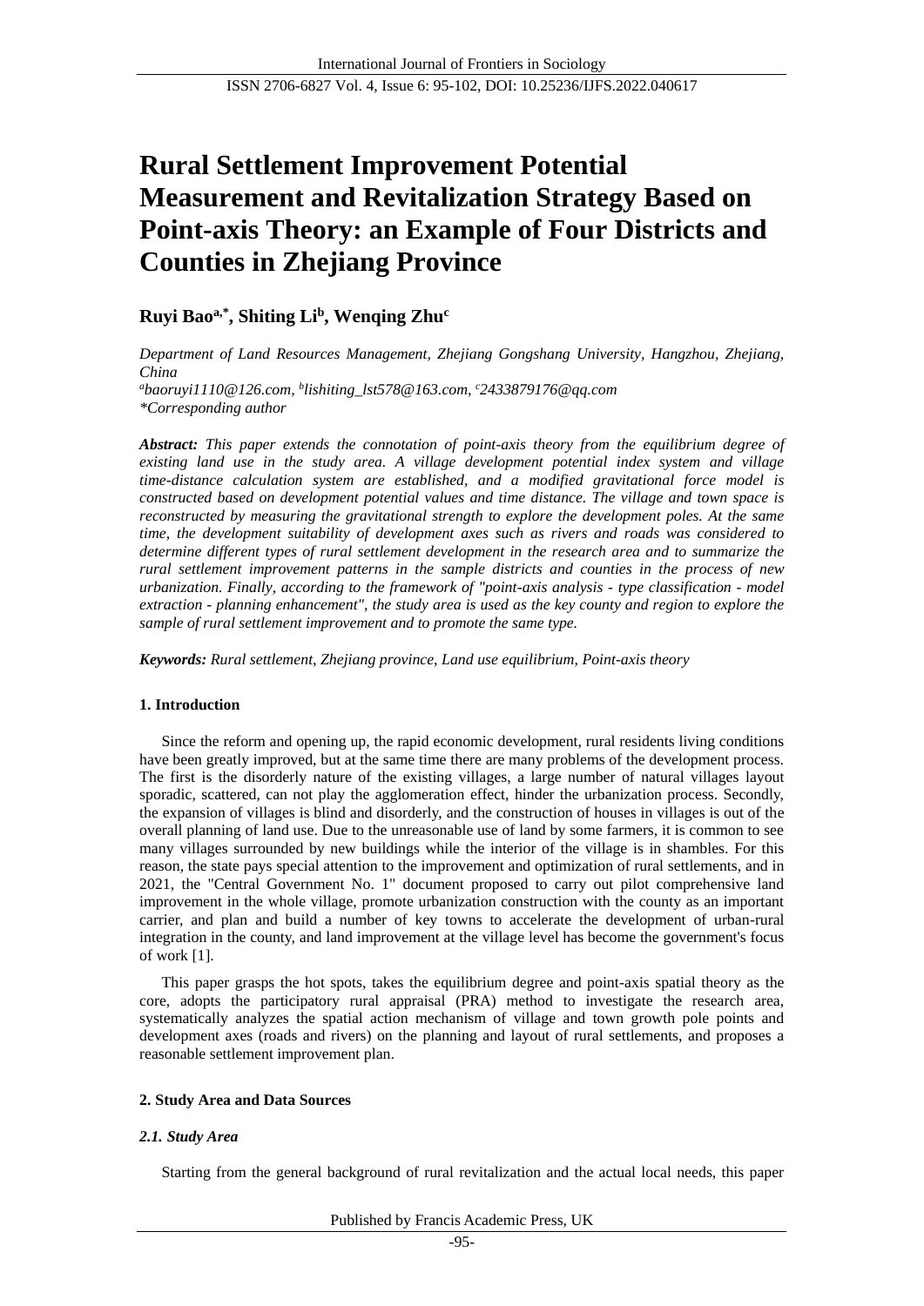# Rural Settlement Improvement Potential Measurement and Revitalization Strategy Based on Point-axis Theory: an Example of Four Districts and Counties in Zhejiang Province

**Ruyi Bao[a,*], Shiting Li[b], Wenqing Zhu[c]**

*Department of Land Resources Management, Zhejiang Gongshang University, Hangzhou, Zhejiang, China*
*[a]baoruyi1110@126.com, [b]lishiting_lst578@163.com, [c]2433879176@qq.com*
*\*Corresponding author*

***Abstract:*** *This paper extends the connotation of point-axis theory from the equilibrium degree of existing land use in the study area. A village development potential index system and village time-distance calculation system are established, and a modified gravitational force model is constructed based on development potential values and time distance. The village and town space is reconstructed by measuring the gravitational strength to explore the development poles. At the same time, the development suitability of development axes such as rivers and roads was considered to determine different types of rural settlement development in the research area and to summarize the rural settlement improvement patterns in the sample districts and counties in the process of new urbanization. Finally, according to the framework of "point-axis analysis - type classification - model extraction - planning enhancement", the study area is used as the key county and region to explore the sample of rural settlement improvement and to promote the same type.*

***Keywords:*** *Rural settlement, Zhejiang province, Land use equilibrium, Point-axis theory*

## 1. Introduction

Since the reform and opening up, the rapid economic development, rural residents living conditions have been greatly improved, but at the same time there are many problems of the development process. The first is the disorderly nature of the existing villages, a large number of natural villages layout sporadic, scattered, can not play the agglomeration effect, hinder the urbanization process. Secondly, the expansion of villages is blind and disorderly, and the construction of houses in villages is out of the overall planning of land use. Due to the unreasonable use of land by some farmers, it is common to see many villages surrounded by new buildings while the interior of the village is in shambles. For this reason, the state pays special attention to the improvement and optimization of rural settlements, and in 2021, the "Central Government No. 1" document proposed to carry out pilot comprehensive land improvement in the whole village, promote urbanization construction with the county as an important carrier, and plan and build a number of key towns to accelerate the development of urban-rural integration in the county, and land improvement at the village level has become the government's focus of work [1].

This paper grasps the hot spots, takes the equilibrium degree and point-axis spatial theory as the core, adopts the participatory rural appraisal (PRA) method to investigate the research area, systematically analyzes the spatial action mechanism of village and town growth pole points and development axes (roads and rivers) on the planning and layout of rural settlements, and proposes a reasonable settlement improvement plan.

## 2. Study Area and Data Sources

### *2.1. Study Area*

Starting from the general background of rural revitalization and the actual local needs, this paper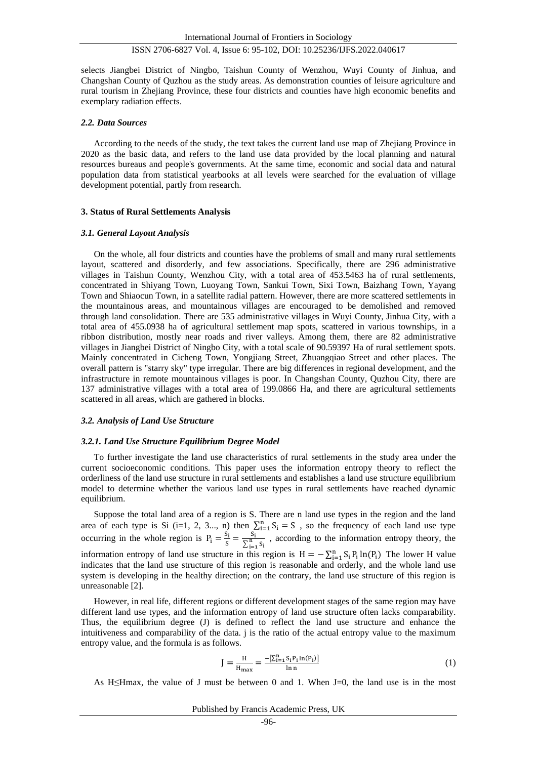selects Jiangbei District of Ningbo, Taishun County of Wenzhou, Wuyi County of Jinhua, and Changshan County of Quzhou as the study areas. As demonstration counties of leisure agriculture and rural tourism in Zhejiang Province, these four districts and counties have high economic benefits and exemplary radiation effects.

### *2.2. Data Sources*

According to the needs of the study, the text takes the current land use map of Zhejiang Province in 2020 as the basic data, and refers to the land use data provided by the local planning and natural resources bureaus and people's governments. At the same time, economic and social data and natural population data from statistical yearbooks at all levels were searched for the evaluation of village development potential, partly from research.

## 3. Status of Rural Settlements Analysis

### *3.1. General Layout Analysis*

On the whole, all four districts and counties have the problems of small and many rural settlements layout, scattered and disorderly, and few associations. Specifically, there are 296 administrative villages in Taishun County, Wenzhou City, with a total area of 453.5463 ha of rural settlements, concentrated in Shiyang Town, Luoyang Town, Sankui Town, Sixi Town, Baizhang Town, Yayang Town and Shiaocun Town, in a satellite radial pattern. However, there are more scattered settlements in the mountainous areas, and mountainous villages are encouraged to be demolished and removed through land consolidation. There are 535 administrative villages in Wuyi County, Jinhua City, with a total area of 455.0938 ha of agricultural settlement map spots, scattered in various townships, in a ribbon distribution, mostly near roads and river valleys. Among them, there are 82 administrative villages in Jiangbei District of Ningbo City, with a total scale of 90.59397 Ha of rural settlement spots. Mainly concentrated in Cicheng Town, Yongjiang Street, Zhuangqiao Street and other places. The overall pattern is "starry sky" type irregular. There are big differences in regional development, and the infrastructure in remote mountainous villages is poor. In Changshan County, Quzhou City, there are 137 administrative villages with a total area of 199.0866 Ha, and there are agricultural settlements scattered in all areas, which are gathered in blocks.

### *3.2. Analysis of Land Use Structure*

#### *3.2.1. Land Use Structure Equilibrium Degree Model*

To further investigate the land use characteristics of rural settlements in the study area under the current socioeconomic conditions. This paper uses the information entropy theory to reflect the orderliness of the land use structure in rural settlements and establishes a land use structure equilibrium model to determine whether the various land use types in rural settlements have reached dynamic equilibrium.

Suppose the total land area of a region is S. There are n land use types in the region and the land area of each type is Si (i=1, 2, 3..., n) then $\sum_{i=1}^{n} S_i = S$ , so the frequency of each land use type occurring in the whole region is $P_i = \frac{S_i}{S} = \frac{S_i}{\sum_{i=1}^{n} S_i}$ , according to the information entropy theory, the information entropy of land use structure in this region is $H = -\sum_{i=1}^{n} S_i P_i \ln(P_i)$ The lower H value indicates that the land use structure of this region is reasonable and orderly, and the whole land use system is developing in the healthy direction; on the contrary, the land use structure of this region is unreasonable [2].

However, in real life, different regions or different development stages of the same region may have different land use types, and the information entropy of land use structure often lacks comparability. Thus, the equilibrium degree (J) is defined to reflect the land use structure and enhance the intuitiveness and comparability of the data. j is the ratio of the actual entropy value to the maximum entropy value, and the formula is as follows.

$$J = \frac{H}{H_{max}} = \frac{-\left[\sum_{i=1}^{n} S_i P_i \ln(P_i)\right]}{\ln n} \tag{1}$$

As H≤Hmax, the value of J must be between 0 and 1. When J=0, the land use is in the most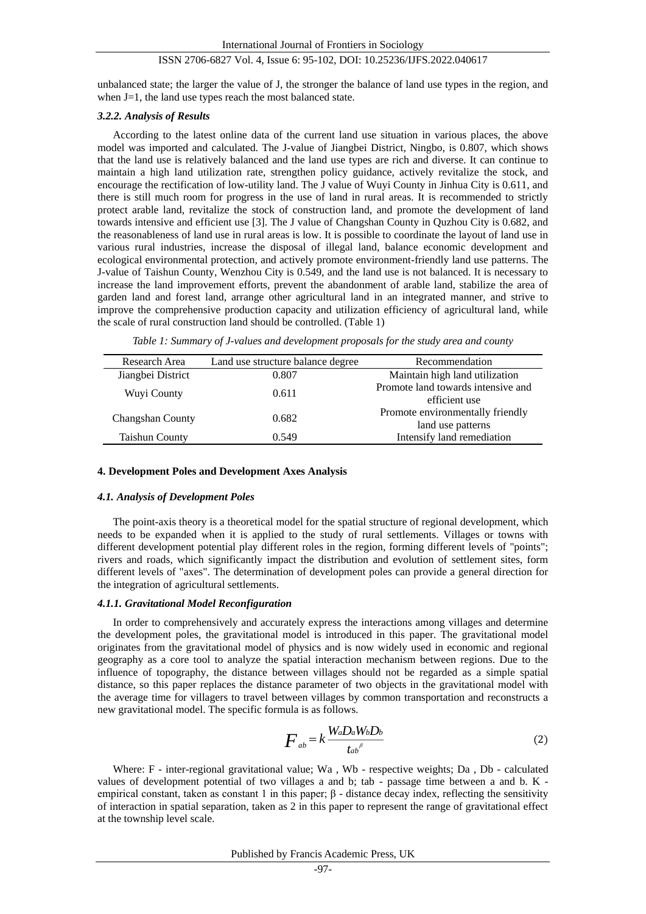unbalanced state; the larger the value of J, the stronger the balance of land use types in the region, and when J=1, the land use types reach the most balanced state.

#### *3.2.2. Analysis of Results*

According to the latest online data of the current land use situation in various places, the above model was imported and calculated. The J-value of Jiangbei District, Ningbo, is 0.807, which shows that the land use is relatively balanced and the land use types are rich and diverse. It can continue to maintain a high land utilization rate, strengthen policy guidance, actively revitalize the stock, and encourage the rectification of low-utility land. The J value of Wuyi County in Jinhua City is 0.611, and there is still much room for progress in the use of land in rural areas. It is recommended to strictly protect arable land, revitalize the stock of construction land, and promote the development of land towards intensive and efficient use [3]. The J value of Changshan County in Quzhou City is 0.682, and the reasonableness of land use in rural areas is low. It is possible to coordinate the layout of land use in various rural industries, increase the disposal of illegal land, balance economic development and ecological environmental protection, and actively promote environment-friendly land use patterns. The J-value of Taishun County, Wenzhou City is 0.549, and the land use is not balanced. It is necessary to increase the land improvement efforts, prevent the abandonment of arable land, stabilize the area of garden land and forest land, arrange other agricultural land in an integrated manner, and strive to improve the comprehensive production capacity and utilization efficiency of agricultural land, while the scale of rural construction land should be controlled. (Table 1)

*Table 1: Summary of J-values and development proposals for the study area and county*

| Research Area | Land use structure balance degree | Recommendation |
|---|---|---|
| Jiangbei District | 0.807 | Maintain high land utilization |
| Wuyi County | 0.611 | Promote land towards intensive and efficient use |
| Changshan County | 0.682 | Promote environmentally friendly land use patterns |
| Taishun County | 0.549 | Intensify land remediation |

## 4. Development Poles and Development Axes Analysis

### *4.1. Analysis of Development Poles*

The point-axis theory is a theoretical model for the spatial structure of regional development, which needs to be expanded when it is applied to the study of rural settlements. Villages or towns with different development potential play different roles in the region, forming different levels of "points"; rivers and roads, which significantly impact the distribution and evolution of settlement sites, form different levels of "axes". The determination of development poles can provide a general direction for the integration of agricultural settlements.

#### *4.1.1. Gravitational Model Reconfiguration*

In order to comprehensively and accurately express the interactions among villages and determine the development poles, the gravitational model is introduced in this paper. The gravitational model originates from the gravitational model of physics and is now widely used in economic and regional geography as a core tool to analyze the spatial interaction mechanism between regions. Due to the influence of topography, the distance between villages should not be regarded as a simple spatial distance, so this paper replaces the distance parameter of two objects in the gravitational model with the average time for villagers to travel between villages by common transportation and reconstructs a new gravitational model. The specific formula is as follows.

$$F_{ab} = k\frac{W_a D_a W_b D_b}{t_{ab}^{\beta}} \tag{2}$$

Where: F - inter-regional gravitational value; Wa , Wb - respective weights; Da , Db - calculated values of development potential of two villages a and b; tab - passage time between a and b. K - empirical constant, taken as constant 1 in this paper; β - distance decay index, reflecting the sensitivity of interaction in spatial separation, taken as 2 in this paper to represent the range of gravitational effect at the township level scale.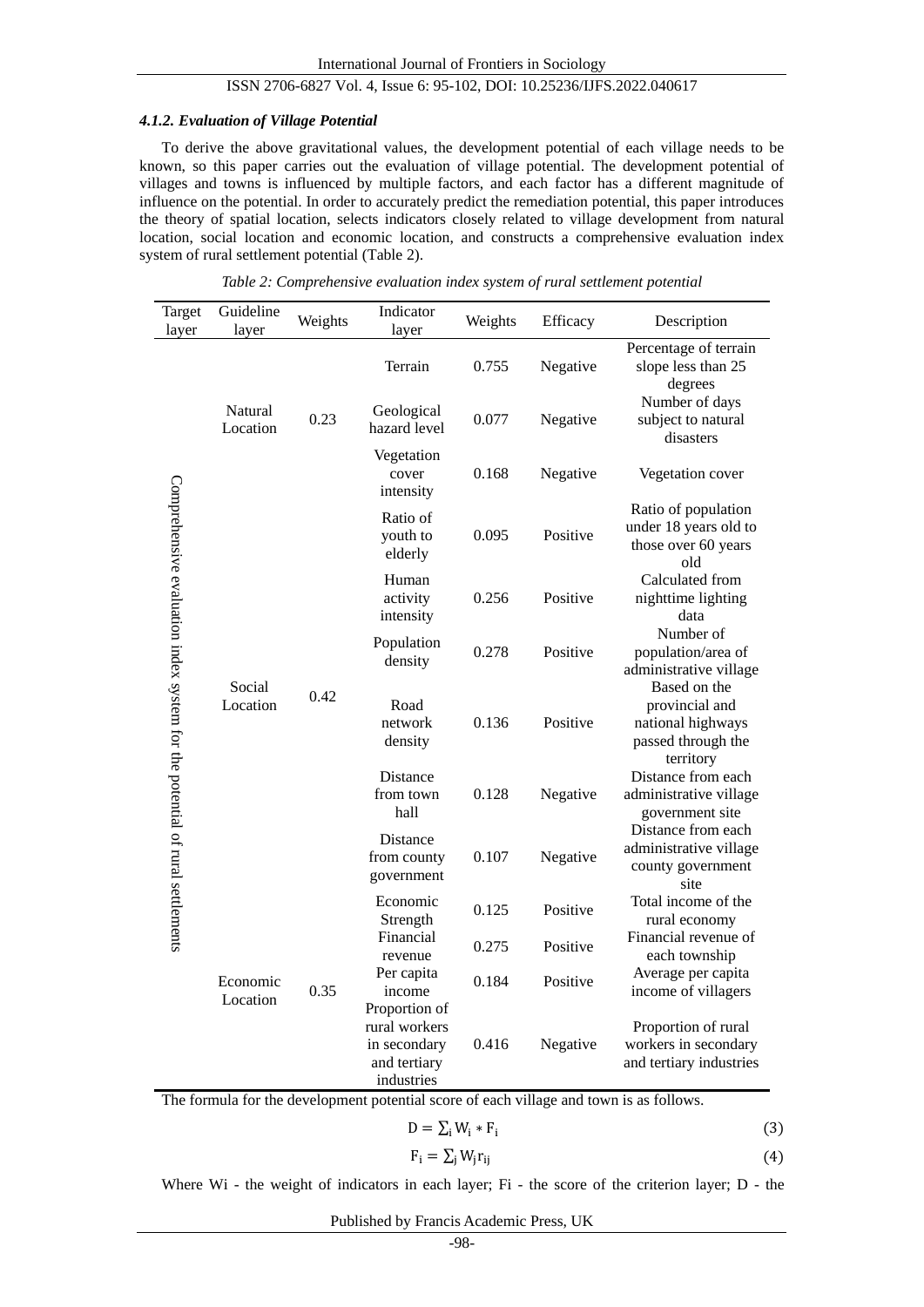#### *4.1.2. Evaluation of Village Potential*

To derive the above gravitational values, the development potential of each village needs to be known, so this paper carries out the evaluation of village potential. The development potential of villages and towns is influenced by multiple factors, and each factor has a different magnitude of influence on the potential. In order to accurately predict the remediation potential, this paper introduces the theory of spatial location, selects indicators closely related to village development from natural location, social location and economic location, and constructs a comprehensive evaluation index system of rural settlement potential (Table 2).

*Table 2: Comprehensive evaluation index system of rural settlement potential*

| Target layer | Guideline layer | Weights | Indicator layer | Weights | Efficacy | Description |
|---|---|---|---|---|---|---|
| Comprehensive evaluation index system for the potential of rural settlements | Natural Location | 0.23 | Terrain | 0.755 | Negative | Percentage of terrain slope less than 25 degrees |
| | | | Geological hazard level | 0.077 | Negative | Number of days subject to natural disasters |
| | | | Vegetation cover intensity | 0.168 | Negative | Vegetation cover |
| | Social Location | 0.42 | Ratio of youth to elderly | 0.095 | Positive | Ratio of population under 18 years old to those over 60 years old |
| | | | Human activity intensity | 0.256 | Positive | Calculated from nighttime lighting data |
| | | | Population density | 0.278 | Positive | Number of population/area of administrative village |
| | | | Road network density | 0.136 | Positive | Based on the provincial and national highways passed through the territory |
| | | | Distance from town hall | 0.128 | Negative | Distance from each administrative village government site |
| | | | Distance from county government | 0.107 | Negative | Distance from each administrative village county government site |
| | Economic Location | 0.35 | Economic Strength | 0.125 | Positive | Total income of the rural economy |
| | | | Financial revenue | 0.275 | Positive | Financial revenue of each township |
| | | | Per capita income | 0.184 | Positive | Average per capita income of villagers |
| | | | Proportion of rural workers in secondary and tertiary industries | 0.416 | Negative | Proportion of rural workers in secondary and tertiary industries |

The formula for the development potential score of each village and town is as follows.

$$D = \sum_i W_i * F_i \tag{3}$$

$$F_i = \sum_j W_j r_{ij} \tag{4}$$

Where Wi - the weight of indicators in each layer; Fi - the score of the criterion layer; D - the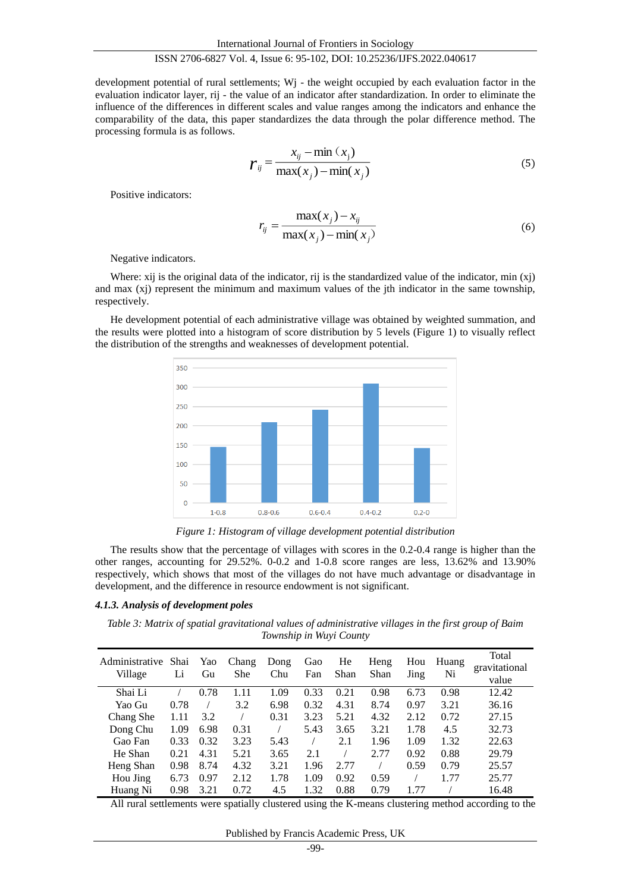development potential of rural settlements; Wj - the weight occupied by each evaluation factor in the evaluation indicator layer, rij - the value of an indicator after standardization. In order to eliminate the influence of the differences in different scales and value ranges among the indicators and enhance the comparability of the data, this paper standardizes the data through the polar difference method. The processing formula is as follows.

$$r_{ij} = \frac{x_{ij} - \min(x_j)}{\max(x_j) - \min(x_j)} \tag{5}$$

Positive indicators:

$$r_{ij} = \frac{\max(x_j) - x_{ij}}{\max(x_j) - \min(x_j)} \tag{6}$$

Negative indicators.

Where: xij is the original data of the indicator, rij is the standardized value of the indicator, min (xj) and max (xj) represent the minimum and maximum values of the jth indicator in the same township, respectively.

He development potential of each administrative village was obtained by weighted summation, and the results were plotted into a histogram of score distribution by 5 levels (Figure 1) to visually reflect the distribution of the strengths and weaknesses of development potential.

*Figure 1: Histogram of village development potential distribution*

The results show that the percentage of villages with scores in the 0.2-0.4 range is higher than the other ranges, accounting for 29.52%. 0-0.2 and 1-0.8 score ranges are less, 13.62% and 13.90% respectively, which shows that most of the villages do not have much advantage or disadvantage in development, and the difference in resource endowment is not significant.

#### *4.1.3. Analysis of development poles*

*Table 3: Matrix of spatial gravitational values of administrative villages in the first group of Baim Township in Wuyi County*

| Administrative Village | Shai Li | Yao Gu | Chang She | Dong Chu | Gao Fan | He Shan | Heng Shan | Hou Jing | Huang Ni | Total gravitational value |
|---|---|---|---|---|---|---|---|---|---|---|
| Shai Li | / | 0.78 | 1.11 | 1.09 | 0.33 | 0.21 | 0.98 | 6.73 | 0.98 | 12.42 |
| Yao Gu | 0.78 | / | 3.2 | 6.98 | 0.32 | 4.31 | 8.74 | 0.97 | 3.21 | 36.16 |
| Chang She | 1.11 | 3.2 | / | 0.31 | 3.23 | 5.21 | 4.32 | 2.12 | 0.72 | 27.15 |
| Dong Chu | 1.09 | 6.98 | 0.31 | / | 5.43 | 3.65 | 3.21 | 1.78 | 4.5 | 32.73 |
| Gao Fan | 0.33 | 0.32 | 3.23 | 5.43 | / | 2.1 | 1.96 | 1.09 | 1.32 | 22.63 |
| He Shan | 0.21 | 4.31 | 5.21 | 3.65 | 2.1 | / | 2.77 | 0.92 | 0.88 | 29.79 |
| Heng Shan | 0.98 | 8.74 | 4.32 | 3.21 | 1.96 | 2.77 | / | 0.59 | 0.79 | 25.57 |
| Hou Jing | 6.73 | 0.97 | 2.12 | 1.78 | 1.09 | 0.92 | 0.59 | / | 1.77 | 25.77 |
| Huang Ni | 0.98 | 3.21 | 0.72 | 4.5 | 1.32 | 0.88 | 0.79 | 1.77 | / | 16.48 |

All rural settlements were spatially clustered using the K-means clustering method according to the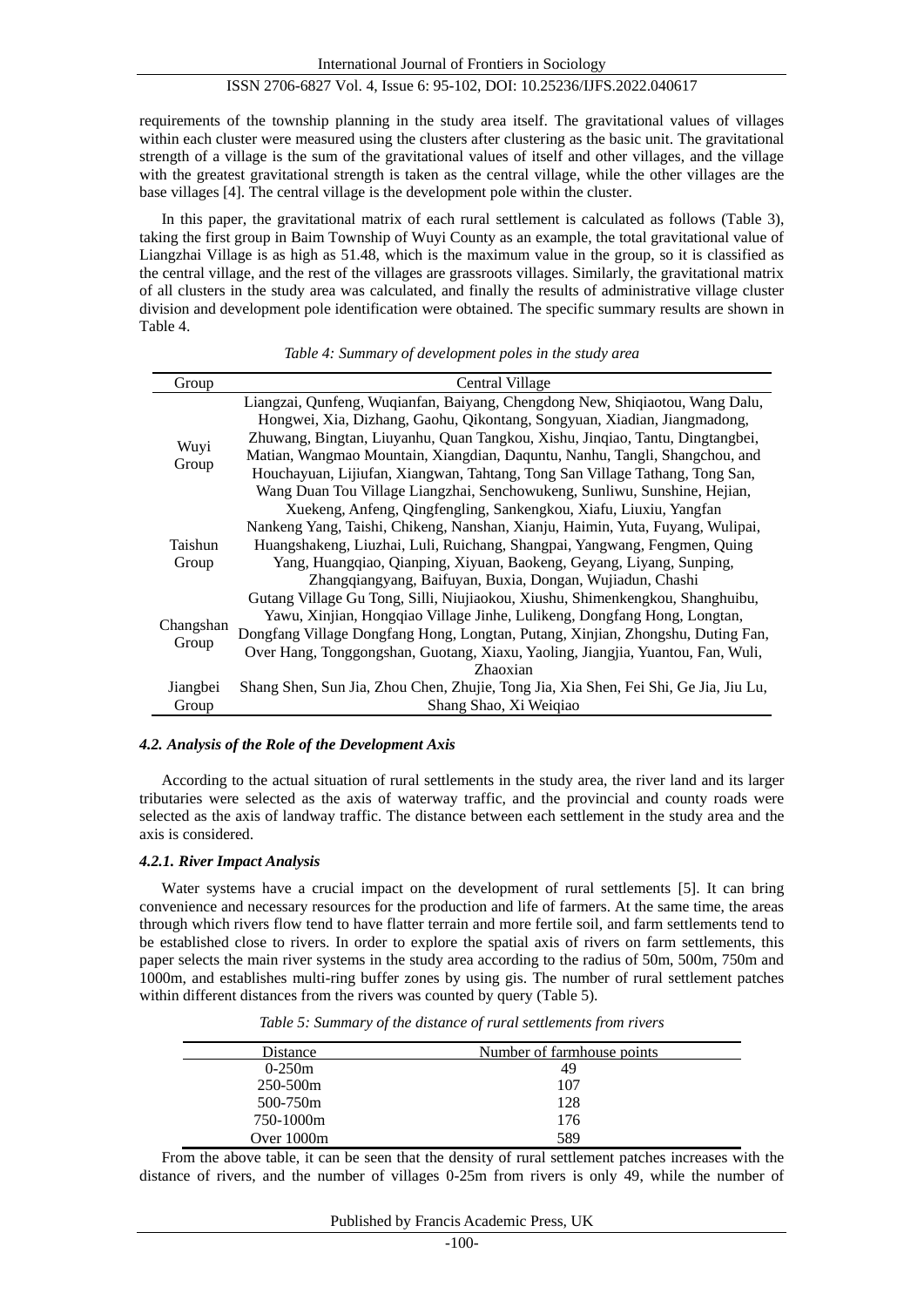requirements of the township planning in the study area itself. The gravitational values of villages within each cluster were measured using the clusters after clustering as the basic unit. The gravitational strength of a village is the sum of the gravitational values of itself and other villages, and the village with the greatest gravitational strength is taken as the central village, while the other villages are the base villages [4]. The central village is the development pole within the cluster.

In this paper, the gravitational matrix of each rural settlement is calculated as follows (Table 3), taking the first group in Baim Township of Wuyi County as an example, the total gravitational value of Liangzhai Village is as high as 51.48, which is the maximum value in the group, so it is classified as the central village, and the rest of the villages are grassroots villages. Similarly, the gravitational matrix of all clusters in the study area was calculated, and finally the results of administrative village cluster division and development pole identification were obtained. The specific summary results are shown in Table 4.

*Table 4: Summary of development poles in the study area*

| Group | Central Village |
|---|---|
| Wuyi Group | Liangzai, Qunfeng, Wuqianfan, Baiyang, Chengdong New, Shiqiaotou, Wang Dalu, Hongwei, Xia, Dizhang, Gaohu, Qikontang, Songyuan, Xiadian, Jiangmadong, Zhuwang, Bingtan, Liuyanhu, Quan Tangkou, Xishu, Jinqiao, Tantu, Dingtangbei, Matian, Wangmao Mountain, Xiangdian, Daquntu, Nanhu, Tangli, Shangchou, and Houchayuan, Lijiufan, Xiangwan, Tahtang, Tong San Village Tathang, Tong San, Wang Duan Tou Village Liangzhai, Senchowukeng, Sunliwu, Sunshine, Hejian, |
| Taishun Group | Xuekeng, Anfeng, Qingfengling, Sankengkou, Xiafu, Liuxiu, Yangfan Nankeng Yang, Taishi, Chikeng, Nanshan, Xianju, Haimin, Yuta, Fuyang, Wulipai, Huangshakeng, Liuzhai, Luli, Ruichang, Shangpai, Yangwang, Fengmen, Quing Yang, Huangqiao, Qianping, Xiyuan, Baokeng, Geyang, Liyang, Sunping, Zhangqiangyang, Baifuyan, Buxia, Dongan, Wujiadun, Chashi |
| Changshan Group | Gutang Village Gu Tong, Silli, Niujiaokou, Xiushu, Shimenkengkou, Shanghuibu, Yawu, Xinjian, Hongqiao Village Jinhe, Lulikeng, Dongfang Hong, Longtan, Dongfang Village Dongfang Hong, Longtan, Putang, Xinjian, Zhongshu, Duting Fan, Over Hang, Tonggongshan, Guotang, Xiaxu, Yaoling, Jiangjia, Yuantou, Fan, Wuli, Zhaoxian |
| Jiangbei Group | Shang Shen, Sun Jia, Zhou Chen, Zhujie, Tong Jia, Xia Shen, Fei Shi, Ge Jia, Jiu Lu, Shang Shao, Xi Weiqiao |

#### *4.2. Analysis of the Role of the Development Axis*

According to the actual situation of rural settlements in the study area, the river land and its larger tributaries were selected as the axis of waterway traffic, and the provincial and county roads were selected as the axis of landway traffic. The distance between each settlement in the study area and the axis is considered.

##### *4.2.1. River Impact Analysis*

Water systems have a crucial impact on the development of rural settlements [5]. It can bring convenience and necessary resources for the production and life of farmers. At the same time, the areas through which rivers flow tend to have flatter terrain and more fertile soil, and farm settlements tend to be established close to rivers. In order to explore the spatial axis of rivers on farm settlements, this paper selects the main river systems in the study area according to the radius of 50m, 500m, 750m and 1000m, and establishes multi-ring buffer zones by using gis. The number of rural settlement patches within different distances from the rivers was counted by query (Table 5).

*Table 5: Summary of the distance of rural settlements from rivers*

| Distance | Number of farmhouse points |
|---|---|
| 0-250m | 49 |
| 250-500m | 107 |
| 500-750m | 128 |
| 750-1000m | 176 |
| Over 1000m | 589 |

From the above table, it can be seen that the density of rural settlement patches increases with the distance of rivers, and the number of villages 0-25m from rivers is only 49, while the number of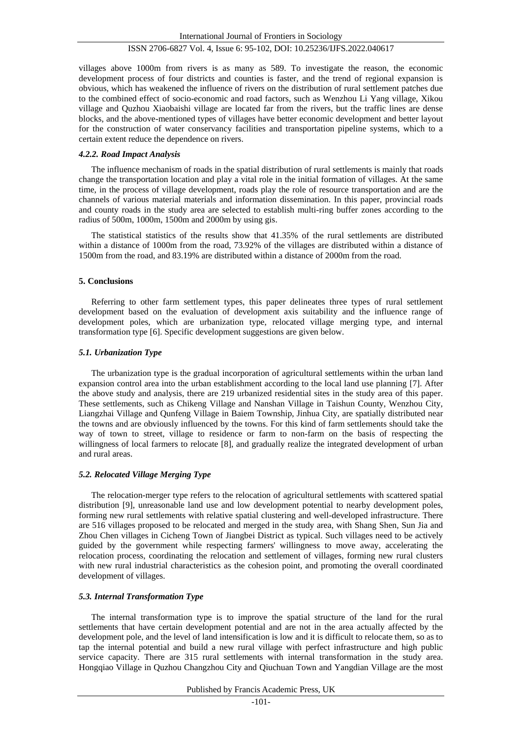villages above 1000m from rivers is as many as 589. To investigate the reason, the economic development process of four districts and counties is faster, and the trend of regional expansion is obvious, which has weakened the influence of rivers on the distribution of rural settlement patches due to the combined effect of socio-economic and road factors, such as Wenzhou Li Yang village, Xikou village and Quzhou Xiaobaishi village are located far from the rivers, but the traffic lines are dense blocks, and the above-mentioned types of villages have better economic development and better layout for the construction of water conservancy facilities and transportation pipeline systems, which to a certain extent reduce the dependence on rivers.

#### *4.2.2. Road Impact Analysis*

The influence mechanism of roads in the spatial distribution of rural settlements is mainly that roads change the transportation location and play a vital role in the initial formation of villages. At the same time, in the process of village development, roads play the role of resource transportation and are the channels of various material materials and information dissemination. In this paper, provincial roads and county roads in the study area are selected to establish multi-ring buffer zones according to the radius of 500m, 1000m, 1500m and 2000m by using gis.

The statistical statistics of the results show that 41.35% of the rural settlements are distributed within a distance of 1000m from the road, 73.92% of the villages are distributed within a distance of 1500m from the road, and 83.19% are distributed within a distance of 2000m from the road.

## 5. Conclusions

Referring to other farm settlement types, this paper delineates three types of rural settlement development based on the evaluation of development axis suitability and the influence range of development poles, which are urbanization type, relocated village merging type, and internal transformation type [6]. Specific development suggestions are given below.

### *5.1. Urbanization Type*

The urbanization type is the gradual incorporation of agricultural settlements within the urban land expansion control area into the urban establishment according to the local land use planning [7]. After the above study and analysis, there are 219 urbanized residential sites in the study area of this paper. These settlements, such as Chikeng Village and Nanshan Village in Taishun County, Wenzhou City, Liangzhai Village and Qunfeng Village in Baiem Township, Jinhua City, are spatially distributed near the towns and are obviously influenced by the towns. For this kind of farm settlements should take the way of town to street, village to residence or farm to non-farm on the basis of respecting the willingness of local farmers to relocate [8], and gradually realize the integrated development of urban and rural areas.

### *5.2. Relocated Village Merging Type*

The relocation-merger type refers to the relocation of agricultural settlements with scattered spatial distribution [9], unreasonable land use and low development potential to nearby development poles, forming new rural settlements with relative spatial clustering and well-developed infrastructure. There are 516 villages proposed to be relocated and merged in the study area, with Shang Shen, Sun Jia and Zhou Chen villages in Cicheng Town of Jiangbei District as typical. Such villages need to be actively guided by the government while respecting farmers' willingness to move away, accelerating the relocation process, coordinating the relocation and settlement of villages, forming new rural clusters with new rural industrial characteristics as the cohesion point, and promoting the overall coordinated development of villages.

### *5.3. Internal Transformation Type*

The internal transformation type is to improve the spatial structure of the land for the rural settlements that have certain development potential and are not in the area actually affected by the development pole, and the level of land intensification is low and it is difficult to relocate them, so as to tap the internal potential and build a new rural village with perfect infrastructure and high public service capacity. There are 315 rural settlements with internal transformation in the study area. Hongqiao Village in Quzhou Changzhou City and Qiuchuan Town and Yangdian Village are the most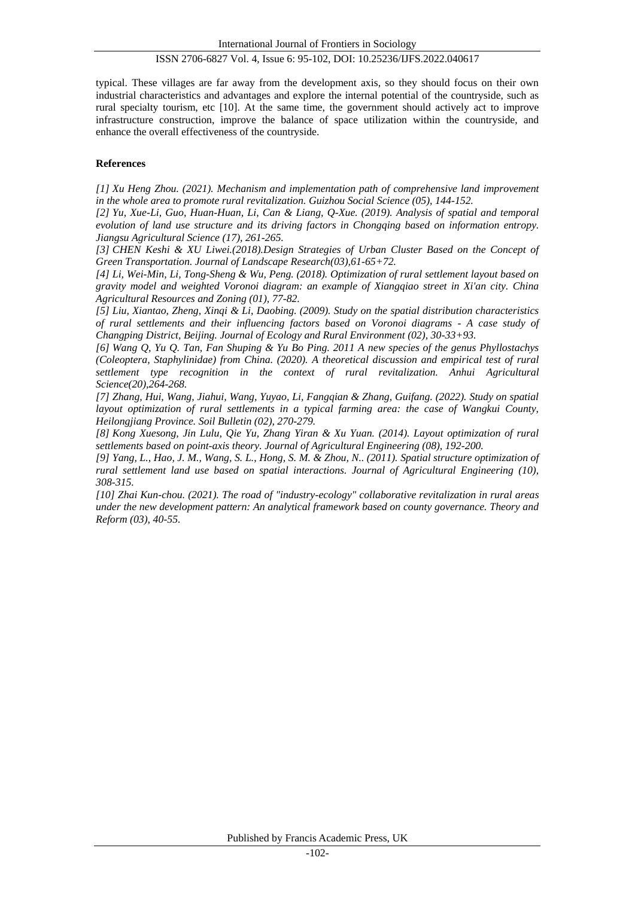typical. These villages are far away from the development axis, so they should focus on their own industrial characteristics and advantages and explore the internal potential of the countryside, such as rural specialty tourism, etc [10]. At the same time, the government should actively act to improve infrastructure construction, improve the balance of space utilization within the countryside, and enhance the overall effectiveness of the countryside.

## References

*[1] Xu Heng Zhou. (2021). Mechanism and implementation path of comprehensive land improvement in the whole area to promote rural revitalization. Guizhou Social Science (05), 144-152.*

*[2] Yu, Xue-Li, Guo, Huan-Huan, Li, Can & Liang, Q-Xue. (2019). Analysis of spatial and temporal evolution of land use structure and its driving factors in Chongqing based on information entropy. Jiangsu Agricultural Science (17), 261-265.*

*[3] CHEN Keshi & XU Liwei.(2018).Design Strategies of Urban Cluster Based on the Concept of Green Transportation. Journal of Landscape Research(03),61-65+72.*

*[4] Li, Wei-Min, Li, Tong-Sheng & Wu, Peng. (2018). Optimization of rural settlement layout based on gravity model and weighted Voronoi diagram: an example of Xiangqiao street in Xi'an city. China Agricultural Resources and Zoning (01), 77-82.*

*[5] Liu, Xiantao, Zheng, Xinqi & Li, Daobing. (2009). Study on the spatial distribution characteristics of rural settlements and their influencing factors based on Voronoi diagrams - A case study of Changping District, Beijing. Journal of Ecology and Rural Environment (02), 30-33+93.*

*[6] Wang Q, Yu Q. Tan, Fan Shuping & Yu Bo Ping. 2011 A new species of the genus Phyllostachys (Coleoptera, Staphylinidae) from China. (2020). A theoretical discussion and empirical test of rural settlement type recognition in the context of rural revitalization. Anhui Agricultural Science(20),264-268.*

*[7] Zhang, Hui, Wang, Jiahui, Wang, Yuyao, Li, Fangqian & Zhang, Guifang. (2022). Study on spatial layout optimization of rural settlements in a typical farming area: the case of Wangkui County, Heilongjiang Province. Soil Bulletin (02), 270-279.*

*[8] Kong Xuesong, Jin Lulu, Qie Yu, Zhang Yiran & Xu Yuan. (2014). Layout optimization of rural settlements based on point-axis theory. Journal of Agricultural Engineering (08), 192-200.*

*[9] Yang, L., Hao, J. M., Wang, S. L., Hong, S. M. & Zhou, N.. (2011). Spatial structure optimization of rural settlement land use based on spatial interactions. Journal of Agricultural Engineering (10), 308-315.*

*[10] Zhai Kun-chou. (2021). The road of "industry-ecology" collaborative revitalization in rural areas under the new development pattern: An analytical framework based on county governance. Theory and Reform (03), 40-55.*